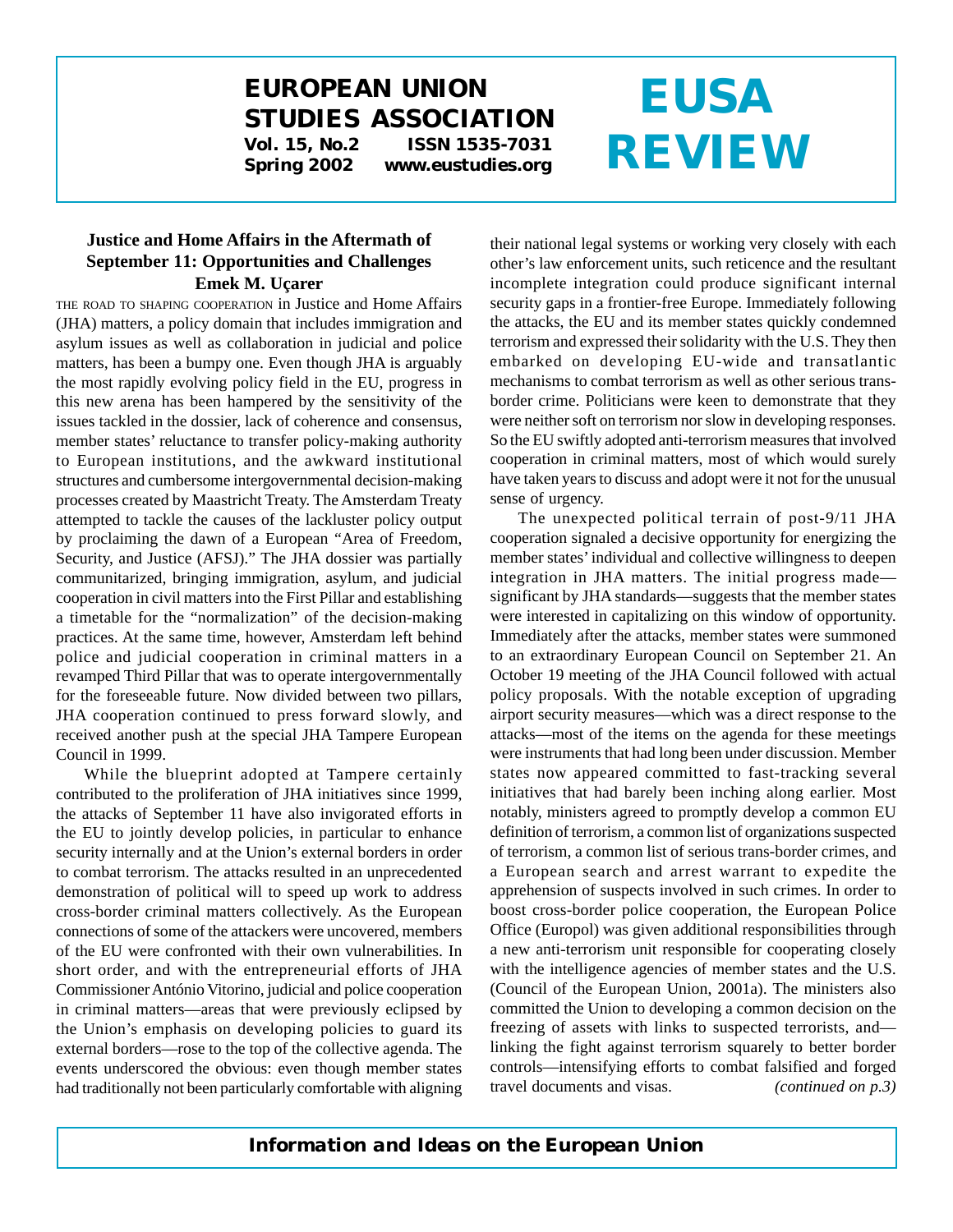# EUROPEAN UNION STUDIES ASSOCIATION

**Vol. 15, No.2 ISSN 1535-7031**
**Spring 2002 www.eustudies.org**

# EUSA REVIEW

## Justice and Home Affairs in the Aftermath of September 11: Opportunities and Challenges

**Emek M. Uçarer**

THE ROAD TO SHAPING COOPERATION in Justice and Home Affairs (JHA) matters, a policy domain that includes immigration and asylum issues as well as collaboration in judicial and police matters, has been a bumpy one. Even though JHA is arguably the most rapidly evolving policy field in the EU, progress in this new arena has been hampered by the sensitivity of the issues tackled in the dossier, lack of coherence and consensus, member states' reluctance to transfer policy-making authority to European institutions, and the awkward institutional structures and cumbersome intergovernmental decision-making processes created by Maastricht Treaty. The Amsterdam Treaty attempted to tackle the causes of the lackluster policy output by proclaiming the dawn of a European "Area of Freedom, Security, and Justice (AFSJ)." The JHA dossier was partially communitarized, bringing immigration, asylum, and judicial cooperation in civil matters into the First Pillar and establishing a timetable for the "normalization" of the decision-making practices. At the same time, however, Amsterdam left behind police and judicial cooperation in criminal matters in a revamped Third Pillar that was to operate intergovernmentally for the foreseeable future. Now divided between two pillars, JHA cooperation continued to press forward slowly, and received another push at the special JHA Tampere European Council in 1999.

While the blueprint adopted at Tampere certainly contributed to the proliferation of JHA initiatives since 1999, the attacks of September 11 have also invigorated efforts in the EU to jointly develop policies, in particular to enhance security internally and at the Union's external borders in order to combat terrorism. The attacks resulted in an unprecedented demonstration of political will to speed up work to address cross-border criminal matters collectively. As the European connections of some of the attackers were uncovered, members of the EU were confronted with their own vulnerabilities. In short order, and with the entrepreneurial efforts of JHA Commissioner António Vitorino, judicial and police cooperation in criminal matters—areas that were previously eclipsed by the Union's emphasis on developing policies to guard its external borders—rose to the top of the collective agenda. The events underscored the obvious: even though member states had traditionally not been particularly comfortable with aligning their national legal systems or working very closely with each other's law enforcement units, such reticence and the resultant incomplete integration could produce significant internal security gaps in a frontier-free Europe. Immediately following the attacks, the EU and its member states quickly condemned terrorism and expressed their solidarity with the U.S. They then embarked on developing EU-wide and transatlantic mechanisms to combat terrorism as well as other serious trans-border crime. Politicians were keen to demonstrate that they were neither soft on terrorism nor slow in developing responses. So the EU swiftly adopted anti-terrorism measures that involved cooperation in criminal matters, most of which would surely have taken years to discuss and adopt were it not for the unusual sense of urgency.

The unexpected political terrain of post-9/11 JHA cooperation signaled a decisive opportunity for energizing the member states' individual and collective willingness to deepen integration in JHA matters. The initial progress made—significant by JHA standards—suggests that the member states were interested in capitalizing on this window of opportunity. Immediately after the attacks, member states were summoned to an extraordinary European Council on September 21. An October 19 meeting of the JHA Council followed with actual policy proposals. With the notable exception of upgrading airport security measures—which was a direct response to the attacks—most of the items on the agenda for these meetings were instruments that had long been under discussion. Member states now appeared committed to fast-tracking several initiatives that had barely been inching along earlier. Most notably, ministers agreed to promptly develop a common EU definition of terrorism, a common list of organizations suspected of terrorism, a common list of serious trans-border crimes, and a European search and arrest warrant to expedite the apprehension of suspects involved in such crimes. In order to boost cross-border police cooperation, the European Police Office (Europol) was given additional responsibilities through a new anti-terrorism unit responsible for cooperating closely with the intelligence agencies of member states and the U.S. (Council of the European Union, 2001a). The ministers also committed the Union to developing a common decision on the freezing of assets with links to suspected terrorists, and—linking the fight against terrorism squarely to better border controls—intensifying efforts to combat falsified and forged travel documents and visas. *(continued on p.3)*

***Information and Ideas on the European Union***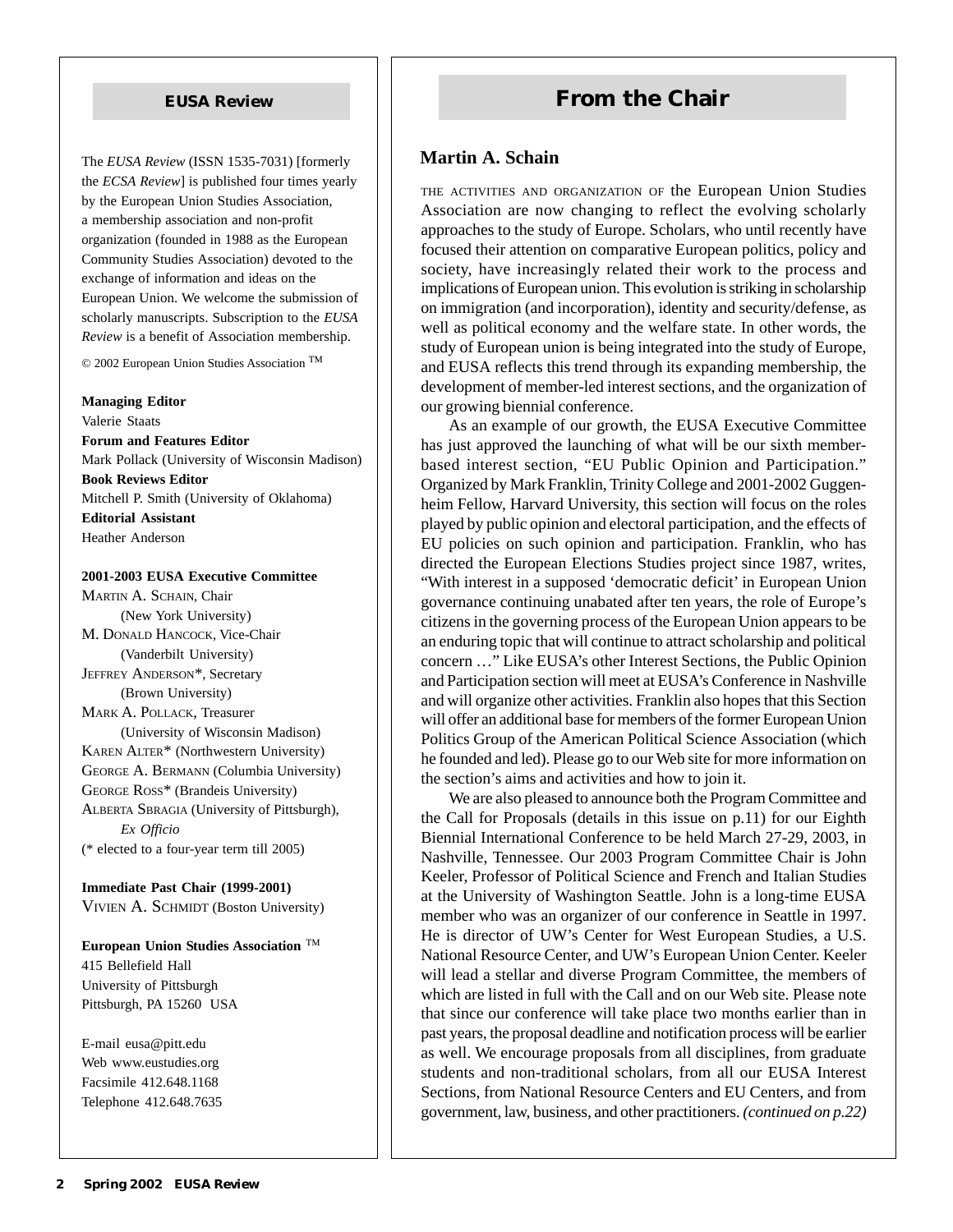## EUSA Review

The *EUSA Review* (ISSN 1535-7031) [formerly the *ECSA Review*] is published four times yearly by the European Union Studies Association, a membership association and non-profit organization (founded in 1988 as the European Community Studies Association) devoted to the exchange of information and ideas on the European Union. We welcome the submission of scholarly manuscripts. Subscription to the *EUSA Review* is a benefit of Association membership.

© 2002 European Union Studies Association ™

**Managing Editor**
Valerie Staats

**Forum and Features Editor**
Mark Pollack (University of Wisconsin Madison)

**Book Reviews Editor**
Mitchell P. Smith (University of Oklahoma)

**Editorial Assistant**
Heather Anderson

**2001-2003 EUSA Executive Committee**

Martin A. Schain, Chair (New York University)
M. Donald Hancock, Vice-Chair (Vanderbilt University)
Jeffrey Anderson*, Secretary (Brown University)
Mark A. Pollack, Treasurer (University of Wisconsin Madison)
Karen Alter* (Northwestern University)
George A. Bermann (Columbia University)
George Ross* (Brandeis University)
Alberta Sbragia (University of Pittsburgh), *Ex Officio*
(* elected to a four-year term till 2005)

**Immediate Past Chair (1999-2001)**
Vivien A. Schmidt (Boston University)

**European Union Studies Association** ™
415 Bellefield Hall
University of Pittsburgh
Pittsburgh, PA 15260 USA

E-mail eusa@pitt.edu
Web www.eustudies.org
Facsimile 412.648.1168
Telephone 412.648.7635

## From the Chair

### Martin A. Schain

The activities and organization of the European Union Studies Association are now changing to reflect the evolving scholarly approaches to the study of Europe. Scholars, who until recently have focused their attention on comparative European politics, policy and society, have increasingly related their work to the process and implications of European union. This evolution is striking in scholarship on immigration (and incorporation), identity and security/defense, as well as political economy and the welfare state. In other words, the study of European union is being integrated into the study of Europe, and EUSA reflects this trend through its expanding membership, the development of member-led interest sections, and the organization of our growing biennial conference.

As an example of our growth, the EUSA Executive Committee has just approved the launching of what will be our sixth member-based interest section, "EU Public Opinion and Participation." Organized by Mark Franklin, Trinity College and 2001-2002 Guggenheim Fellow, Harvard University, this section will focus on the roles played by public opinion and electoral participation, and the effects of EU policies on such opinion and participation. Franklin, who has directed the European Elections Studies project since 1987, writes, "With interest in a supposed 'democratic deficit' in European Union governance continuing unabated after ten years, the role of Europe's citizens in the governing process of the European Union appears to be an enduring topic that will continue to attract scholarship and political concern …" Like EUSA's other Interest Sections, the Public Opinion and Participation section will meet at EUSA's Conference in Nashville and will organize other activities. Franklin also hopes that this Section will offer an additional base for members of the former European Union Politics Group of the American Political Science Association (which he founded and led). Please go to our Web site for more information on the section's aims and activities and how to join it.

We are also pleased to announce both the Program Committee and the Call for Proposals (details in this issue on p.11) for our Eighth Biennial International Conference to be held March 27-29, 2003, in Nashville, Tennessee. Our 2003 Program Committee Chair is John Keeler, Professor of Political Science and French and Italian Studies at the University of Washington Seattle. John is a long-time EUSA member who was an organizer of our conference in Seattle in 1997. He is director of UW's Center for West European Studies, a U.S. National Resource Center, and UW's European Union Center. Keeler will lead a stellar and diverse Program Committee, the members of which are listed in full with the Call and on our Web site. Please note that since our conference will take place two months earlier than in past years, the proposal deadline and notification process will be earlier as well. We encourage proposals from all disciplines, from graduate students and non-traditional scholars, from all our EUSA Interest Sections, from National Resource Centers and EU Centers, and from government, law, business, and other practitioners. *(continued on p.22)*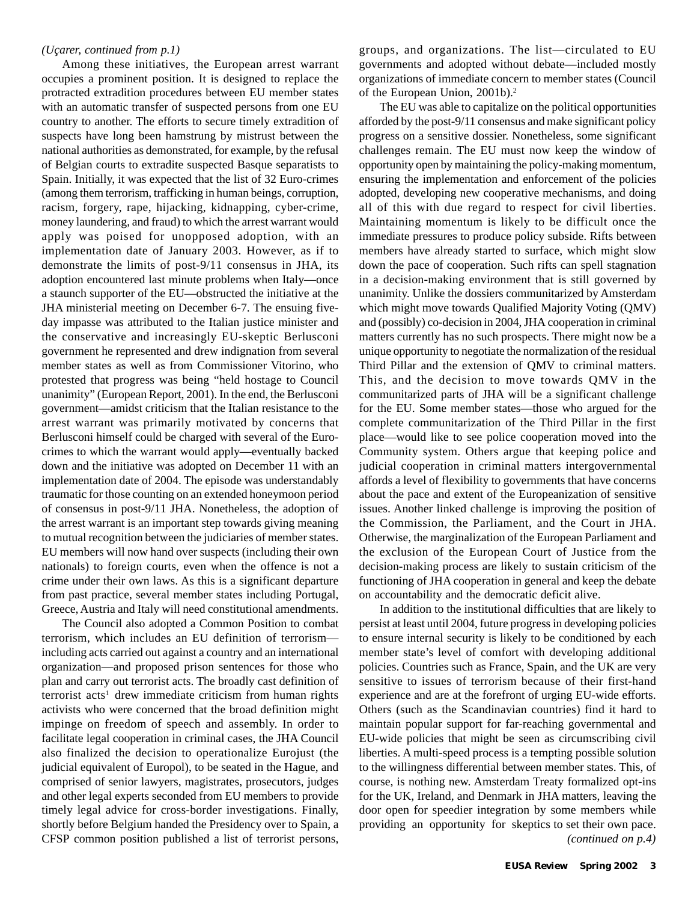*(Uçarer, continued from p.1)*

Among these initiatives, the European arrest warrant occupies a prominent position. It is designed to replace the protracted extradition procedures between EU member states with an automatic transfer of suspected persons from one EU country to another. The efforts to secure timely extradition of suspects have long been hamstrung by mistrust between the national authorities as demonstrated, for example, by the refusal of Belgian courts to extradite suspected Basque separatists to Spain. Initially, it was expected that the list of 32 Euro-crimes (among them terrorism, trafficking in human beings, corruption, racism, forgery, rape, hijacking, kidnapping, cyber-crime, money laundering, and fraud) to which the arrest warrant would apply was poised for unopposed adoption, with an implementation date of January 2003. However, as if to demonstrate the limits of post-9/11 consensus in JHA, its adoption encountered last minute problems when Italy—once a staunch supporter of the EU—obstructed the initiative at the JHA ministerial meeting on December 6-7. The ensuing five-day impasse was attributed to the Italian justice minister and the conservative and increasingly EU-skeptic Berlusconi government he represented and drew indignation from several member states as well as from Commissioner Vitorino, who protested that progress was being "held hostage to Council unanimity" (European Report, 2001). In the end, the Berlusconi government—amidst criticism that the Italian resistance to the arrest warrant was primarily motivated by concerns that Berlusconi himself could be charged with several of the Euro-crimes to which the warrant would apply—eventually backed down and the initiative was adopted on December 11 with an implementation date of 2004. The episode was understandably traumatic for those counting on an extended honeymoon period of consensus in post-9/11 JHA. Nonetheless, the adoption of the arrest warrant is an important step towards giving meaning to mutual recognition between the judiciaries of member states. EU members will now hand over suspects (including their own nationals) to foreign courts, even when the offence is not a crime under their own laws. As this is a significant departure from past practice, several member states including Portugal, Greece, Austria and Italy will need constitutional amendments.

The Council also adopted a Common Position to combat terrorism, which includes an EU definition of terrorism—including acts carried out against a country and an international organization—and proposed prison sentences for those who plan and carry out terrorist acts. The broadly cast definition of terrorist acts[1] drew immediate criticism from human rights activists who were concerned that the broad definition might impinge on freedom of speech and assembly. In order to facilitate legal cooperation in criminal cases, the JHA Council also finalized the decision to operationalize Eurojust (the judicial equivalent of Europol), to be seated in the Hague, and comprised of senior lawyers, magistrates, prosecutors, judges and other legal experts seconded from EU members to provide timely legal advice for cross-border investigations. Finally, shortly before Belgium handed the Presidency over to Spain, a CFSP common position published a list of terrorist persons, groups, and organizations. The list—circulated to EU governments and adopted without debate—included mostly organizations of immediate concern to member states (Council of the European Union, 2001b).[2]

The EU was able to capitalize on the political opportunities afforded by the post-9/11 consensus and make significant policy progress on a sensitive dossier. Nonetheless, some significant challenges remain. The EU must now keep the window of opportunity open by maintaining the policy-making momentum, ensuring the implementation and enforcement of the policies adopted, developing new cooperative mechanisms, and doing all of this with due regard to respect for civil liberties. Maintaining momentum is likely to be difficult once the immediate pressures to produce policy subside. Rifts between members have already started to surface, which might slow down the pace of cooperation. Such rifts can spell stagnation in a decision-making environment that is still governed by unanimity. Unlike the dossiers communitarized by Amsterdam which might move towards Qualified Majority Voting (QMV) and (possibly) co-decision in 2004, JHA cooperation in criminal matters currently has no such prospects. There might now be a unique opportunity to negotiate the normalization of the residual Third Pillar and the extension of QMV to criminal matters. This, and the decision to move towards QMV in the communitarized parts of JHA will be a significant challenge for the EU. Some member states—those who argued for the complete communitarization of the Third Pillar in the first place—would like to see police cooperation moved into the Community system. Others argue that keeping police and judicial cooperation in criminal matters intergovernmental affords a level of flexibility to governments that have concerns about the pace and extent of the Europeanization of sensitive issues. Another linked challenge is improving the position of the Commission, the Parliament, and the Court in JHA. Otherwise, the marginalization of the European Parliament and the exclusion of the European Court of Justice from the decision-making process are likely to sustain criticism of the functioning of JHA cooperation in general and keep the debate on accountability and the democratic deficit alive.

In addition to the institutional difficulties that are likely to persist at least until 2004, future progress in developing policies to ensure internal security is likely to be conditioned by each member state's level of comfort with developing additional policies. Countries such as France, Spain, and the UK are very sensitive to issues of terrorism because of their first-hand experience and are at the forefront of urging EU-wide efforts. Others (such as the Scandinavian countries) find it hard to maintain popular support for far-reaching governmental and EU-wide policies that might be seen as circumscribing civil liberties. A multi-speed process is a tempting possible solution to the willingness differential between member states. This, of course, is nothing new. Amsterdam Treaty formalized opt-ins for the UK, Ireland, and Denmark in JHA matters, leaving the door open for speedier integration by some members while providing an opportunity for skeptics to set their own pace.

*(continued on p.4)*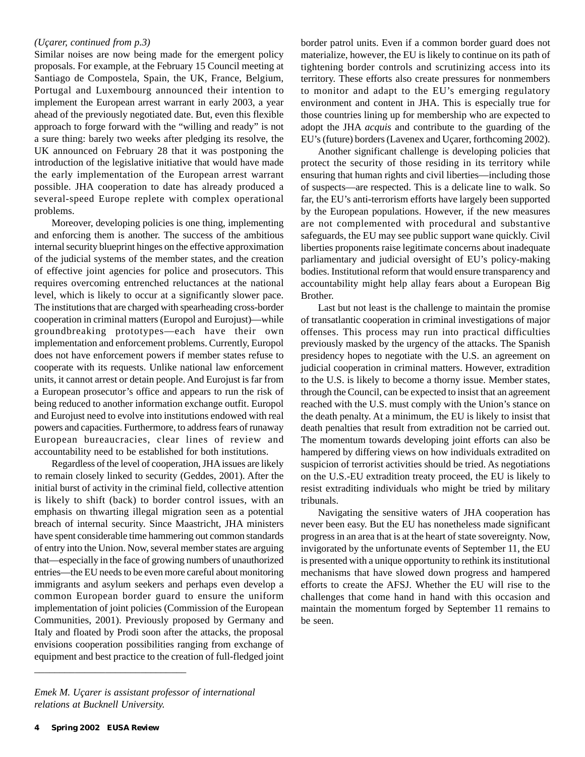*(Uçarer, continued from p.3)*

Similar noises are now being made for the emergent policy proposals. For example, at the February 15 Council meeting at Santiago de Compostela, Spain, the UK, France, Belgium, Portugal and Luxembourg announced their intention to implement the European arrest warrant in early 2003, a year ahead of the previously negotiated date. But, even this flexible approach to forge forward with the "willing and ready" is not a sure thing: barely two weeks after pledging its resolve, the UK announced on February 28 that it was postponing the introduction of the legislative initiative that would have made the early implementation of the European arrest warrant possible. JHA cooperation to date has already produced a several-speed Europe replete with complex operational problems.

Moreover, developing policies is one thing, implementing and enforcing them is another. The success of the ambitious internal security blueprint hinges on the effective approximation of the judicial systems of the member states, and the creation of effective joint agencies for police and prosecutors. This requires overcoming entrenched reluctances at the national level, which is likely to occur at a significantly slower pace. The institutions that are charged with spearheading cross-border cooperation in criminal matters (Europol and Eurojust)—while groundbreaking prototypes—each have their own implementation and enforcement problems. Currently, Europol does not have enforcement powers if member states refuse to cooperate with its requests. Unlike national law enforcement units, it cannot arrest or detain people. And Eurojust is far from a European prosecutor's office and appears to run the risk of being reduced to another information exchange outfit. Europol and Eurojust need to evolve into institutions endowed with real powers and capacities. Furthermore, to address fears of runaway European bureaucracies, clear lines of review and accountability need to be established for both institutions.

Regardless of the level of cooperation, JHA issues are likely to remain closely linked to security (Geddes, 2001). After the initial burst of activity in the criminal field, collective attention is likely to shift (back) to border control issues, with an emphasis on thwarting illegal migration seen as a potential breach of internal security. Since Maastricht, JHA ministers have spent considerable time hammering out common standards of entry into the Union. Now, several member states are arguing that—especially in the face of growing numbers of unauthorized entries—the EU needs to be even more careful about monitoring immigrants and asylum seekers and perhaps even develop a common European border guard to ensure the uniform implementation of joint policies (Commission of the European Communities, 2001). Previously proposed by Germany and Italy and floated by Prodi soon after the attacks, the proposal envisions cooperation possibilities ranging from exchange of equipment and best practice to the creation of full-fledged joint border patrol units. Even if a common border guard does not materialize, however, the EU is likely to continue on its path of tightening border controls and scrutinizing access into its territory. These efforts also create pressures for nonmembers to monitor and adapt to the EU's emerging regulatory environment and content in JHA. This is especially true for those countries lining up for membership who are expected to adopt the JHA *acquis* and contribute to the guarding of the EU's (future) borders (Lavenex and Uçarer, forthcoming 2002).

Another significant challenge is developing policies that protect the security of those residing in its territory while ensuring that human rights and civil liberties—including those of suspects—are respected. This is a delicate line to walk. So far, the EU's anti-terrorism efforts have largely been supported by the European populations. However, if the new measures are not complemented with procedural and substantive safeguards, the EU may see public support wane quickly. Civil liberties proponents raise legitimate concerns about inadequate parliamentary and judicial oversight of EU's policy-making bodies. Institutional reform that would ensure transparency and accountability might help allay fears about a European Big Brother.

Last but not least is the challenge to maintain the promise of transatlantic cooperation in criminal investigations of major offenses. This process may run into practical difficulties previously masked by the urgency of the attacks. The Spanish presidency hopes to negotiate with the U.S. an agreement on judicial cooperation in criminal matters. However, extradition to the U.S. is likely to become a thorny issue. Member states, through the Council, can be expected to insist that an agreement reached with the U.S. must comply with the Union's stance on the death penalty. At a minimum, the EU is likely to insist that death penalties that result from extradition not be carried out. The momentum towards developing joint efforts can also be hampered by differing views on how individuals extradited on suspicion of terrorist activities should be tried. As negotiations on the U.S.-EU extradition treaty proceed, the EU is likely to resist extraditing individuals who might be tried by military tribunals.

Navigating the sensitive waters of JHA cooperation has never been easy. But the EU has nonetheless made significant progress in an area that is at the heart of state sovereignty. Now, invigorated by the unfortunate events of September 11, the EU is presented with a unique opportunity to rethink its institutional mechanisms that have slowed down progress and hampered efforts to create the AFSJ. Whether the EU will rise to the challenges that come hand in hand with this occasion and maintain the momentum forged by September 11 remains to be seen.

---

*Emek M. Uçarer is assistant professor of international relations at Bucknell University.*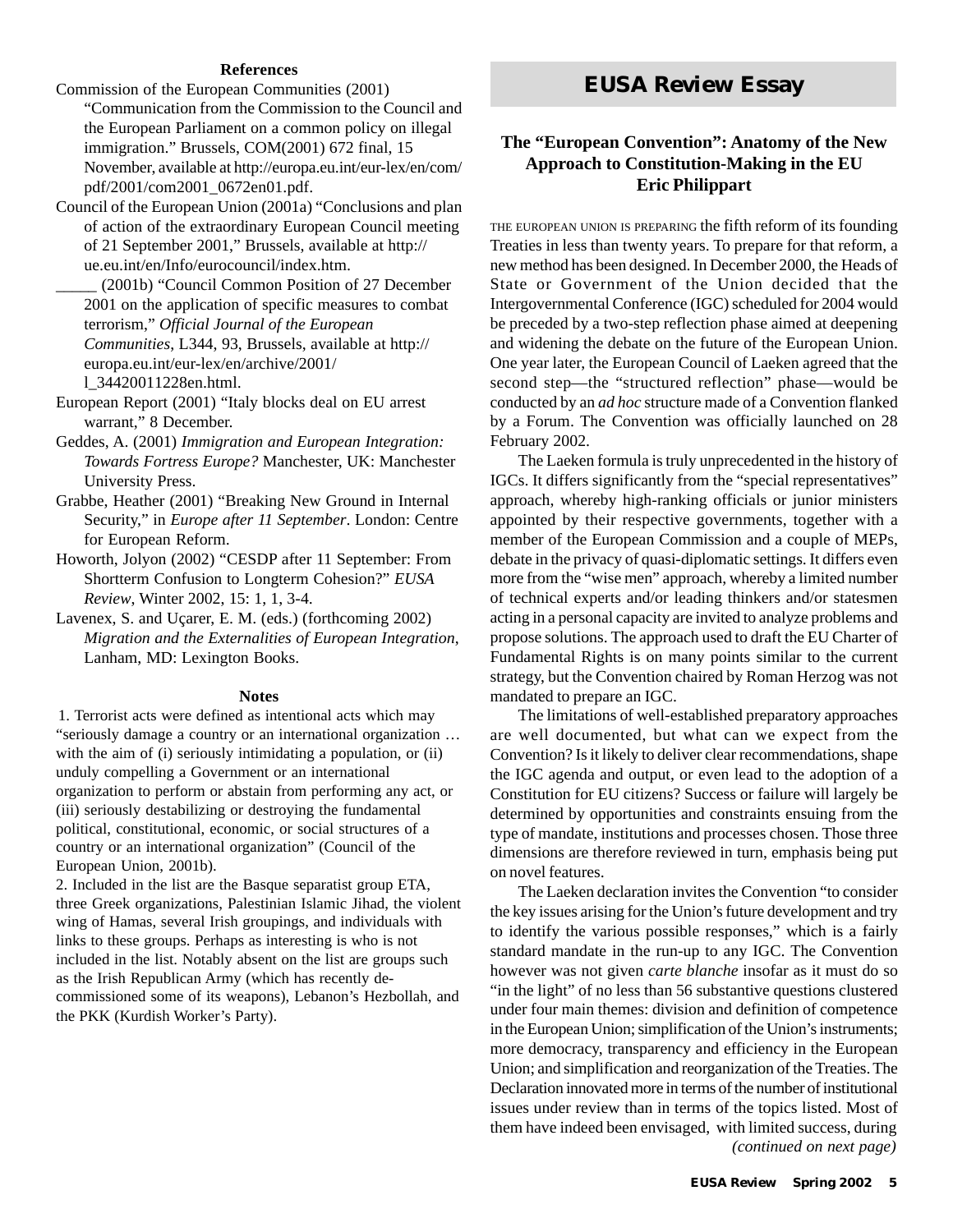### References

Commission of the European Communities (2001) "Communication from the Commission to the Council and the European Parliament on a common policy on illegal immigration." Brussels, COM(2001) 672 final, 15 November, available at http://europa.eu.int/eur-lex/en/com/pdf/2001/com2001_0672en01.pdf.

Council of the European Union (2001a) "Conclusions and plan of action of the extraordinary European Council meeting of 21 September 2001," Brussels, available at http://ue.eu.int/en/Info/eurocouncil/index.htm.

_____ (2001b) "Council Common Position of 27 December 2001 on the application of specific measures to combat terrorism," *Official Journal of the European Communities*, L344, 93, Brussels, available at http://europa.eu.int/eur-lex/en/archive/2001/l_34420011228en.html.

European Report (2001) "Italy blocks deal on EU arrest warrant," 8 December.

Geddes, A. (2001) *Immigration and European Integration: Towards Fortress Europe?* Manchester, UK: Manchester University Press.

Grabbe, Heather (2001) "Breaking New Ground in Internal Security," in *Europe after 11 September*. London: Centre for European Reform.

Howorth, Jolyon (2002) "CESDP after 11 September: From Shortterm Confusion to Longterm Cohesion?" *EUSA Review*, Winter 2002, 15: 1, 1, 3-4.

Lavenex, S. and Uçarer, E. M. (eds.) (forthcoming 2002) *Migration and the Externalities of European Integration*, Lanham, MD: Lexington Books.

### Notes

1. Terrorist acts were defined as intentional acts which may "seriously damage a country or an international organization … with the aim of (i) seriously intimidating a population, or (ii) unduly compelling a Government or an international organization to perform or abstain from performing any act, or (iii) seriously destabilizing or destroying the fundamental political, constitutional, economic, or social structures of a country or an international organization" (Council of the European Union, 2001b).

2. Included in the list are the Basque separatist group ETA, three Greek organizations, Palestinian Islamic Jihad, the violent wing of Hamas, several Irish groupings, and individuals with links to these groups. Perhaps as interesting is who is not included in the list. Notably absent on the list are groups such as the Irish Republican Army (which has recently de-commissioned some of its weapons), Lebanon's Hezbollah, and the PKK (Kurdish Worker's Party).

# EUSA Review Essay

## The "European Convention": Anatomy of the New Approach to Constitution-Making in the EU

**Eric Philippart**

THE EUROPEAN UNION IS PREPARING the fifth reform of its founding Treaties in less than twenty years. To prepare for that reform, a new method has been designed. In December 2000, the Heads of State or Government of the Union decided that the Intergovernmental Conference (IGC) scheduled for 2004 would be preceded by a two-step reflection phase aimed at deepening and widening the debate on the future of the European Union. One year later, the European Council of Laeken agreed that the second step—the "structured reflection" phase—would be conducted by an *ad hoc* structure made of a Convention flanked by a Forum. The Convention was officially launched on 28 February 2002.

The Laeken formula is truly unprecedented in the history of IGCs. It differs significantly from the "special representatives" approach, whereby high-ranking officials or junior ministers appointed by their respective governments, together with a member of the European Commission and a couple of MEPs, debate in the privacy of quasi-diplomatic settings. It differs even more from the "wise men" approach, whereby a limited number of technical experts and/or leading thinkers and/or statesmen acting in a personal capacity are invited to analyze problems and propose solutions. The approach used to draft the EU Charter of Fundamental Rights is on many points similar to the current strategy, but the Convention chaired by Roman Herzog was not mandated to prepare an IGC.

The limitations of well-established preparatory approaches are well documented, but what can we expect from the Convention? Is it likely to deliver clear recommendations, shape the IGC agenda and output, or even lead to the adoption of a Constitution for EU citizens? Success or failure will largely be determined by opportunities and constraints ensuing from the type of mandate, institutions and processes chosen. Those three dimensions are therefore reviewed in turn, emphasis being put on novel features.

The Laeken declaration invites the Convention "to consider the key issues arising for the Union's future development and try to identify the various possible responses," which is a fairly standard mandate in the run-up to any IGC. The Convention however was not given *carte blanche* insofar as it must do so "in the light" of no less than 56 substantive questions clustered under four main themes: division and definition of competence in the European Union; simplification of the Union's instruments; more democracy, transparency and efficiency in the European Union; and simplification and reorganization of the Treaties. The Declaration innovated more in terms of the number of institutional issues under review than in terms of the topics listed. Most of them have indeed been envisaged, with limited success, during

*(continued on next page)*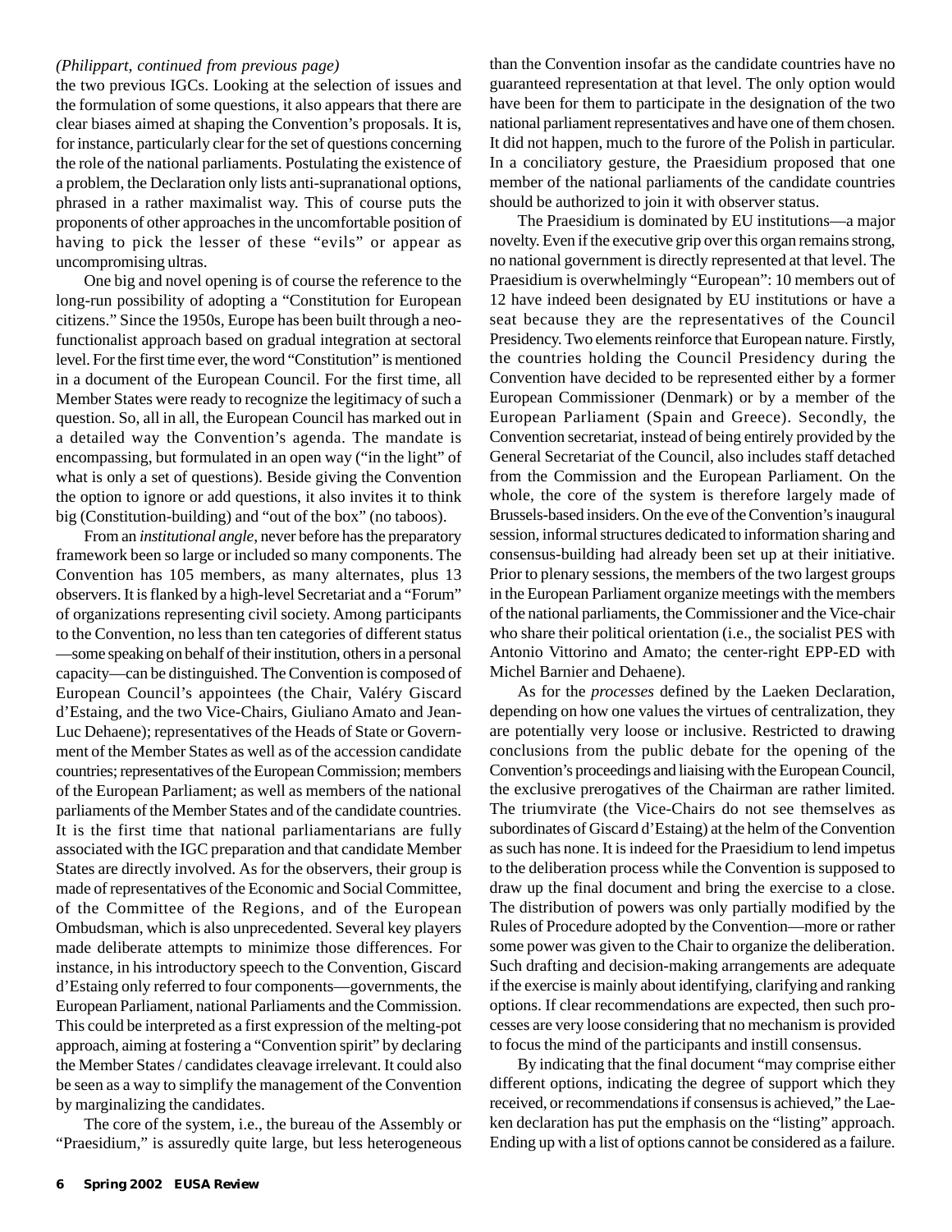*(Philippart, continued from previous page)*

the two previous IGCs. Looking at the selection of issues and the formulation of some questions, it also appears that there are clear biases aimed at shaping the Convention's proposals. It is, for instance, particularly clear for the set of questions concerning the role of the national parliaments. Postulating the existence of a problem, the Declaration only lists anti-supranational options, phrased in a rather maximalist way. This of course puts the proponents of other approaches in the uncomfortable position of having to pick the lesser of these "evils" or appear as uncompromising ultras.

One big and novel opening is of course the reference to the long-run possibility of adopting a "Constitution for European citizens." Since the 1950s, Europe has been built through a neo-functionalist approach based on gradual integration at sectoral level. For the first time ever, the word "Constitution" is mentioned in a document of the European Council. For the first time, all Member States were ready to recognize the legitimacy of such a question. So, all in all, the European Council has marked out in a detailed way the Convention's agenda. The mandate is encompassing, but formulated in an open way ("in the light" of what is only a set of questions). Beside giving the Convention the option to ignore or add questions, it also invites it to think big (Constitution-building) and "out of the box" (no taboos).

From an *institutional angle*, never before has the preparatory framework been so large or included so many components. The Convention has 105 members, as many alternates, plus 13 observers. It is flanked by a high-level Secretariat and a "Forum" of organizations representing civil society. Among participants to the Convention, no less than ten categories of different status—some speaking on behalf of their institution, others in a personal capacity—can be distinguished. The Convention is composed of European Council's appointees (the Chair, Valéry Giscard d'Estaing, and the two Vice-Chairs, Giuliano Amato and Jean-Luc Dehaene); representatives of the Heads of State or Government of the Member States as well as of the accession candidate countries; representatives of the European Commission; members of the European Parliament; as well as members of the national parliaments of the Member States and of the candidate countries. It is the first time that national parliamentarians are fully associated with the IGC preparation and that candidate Member States are directly involved. As for the observers, their group is made of representatives of the Economic and Social Committee, of the Committee of the Regions, and of the European Ombudsman, which is also unprecedented. Several key players made deliberate attempts to minimize those differences. For instance, in his introductory speech to the Convention, Giscard d'Estaing only referred to four components—governments, the European Parliament, national Parliaments and the Commission. This could be interpreted as a first expression of the melting-pot approach, aiming at fostering a "Convention spirit" by declaring the Member States / candidates cleavage irrelevant. It could also be seen as a way to simplify the management of the Convention by marginalizing the candidates.

The core of the system, i.e., the bureau of the Assembly or "Praesidium," is assuredly quite large, but less heterogeneous than the Convention insofar as the candidate countries have no guaranteed representation at that level. The only option would have been for them to participate in the designation of the two national parliament representatives and have one of them chosen. It did not happen, much to the furore of the Polish in particular. In a conciliatory gesture, the Praesidium proposed that one member of the national parliaments of the candidate countries should be authorized to join it with observer status.

The Praesidium is dominated by EU institutions—a major novelty. Even if the executive grip over this organ remains strong, no national government is directly represented at that level. The Praesidium is overwhelmingly "European": 10 members out of 12 have indeed been designated by EU institutions or have a seat because they are the representatives of the Council Presidency. Two elements reinforce that European nature. Firstly, the countries holding the Council Presidency during the Convention have decided to be represented either by a former European Commissioner (Denmark) or by a member of the European Parliament (Spain and Greece). Secondly, the Convention secretariat, instead of being entirely provided by the General Secretariat of the Council, also includes staff detached from the Commission and the European Parliament. On the whole, the core of the system is therefore largely made of Brussels-based insiders. On the eve of the Convention's inaugural session, informal structures dedicated to information sharing and consensus-building had already been set up at their initiative. Prior to plenary sessions, the members of the two largest groups in the European Parliament organize meetings with the members of the national parliaments, the Commissioner and the Vice-chair who share their political orientation (i.e., the socialist PES with Antonio Vittorino and Amato; the center-right EPP-ED with Michel Barnier and Dehaene).

As for the *processes* defined by the Laeken Declaration, depending on how one values the virtues of centralization, they are potentially very loose or inclusive. Restricted to drawing conclusions from the public debate for the opening of the Convention's proceedings and liaising with the European Council, the exclusive prerogatives of the Chairman are rather limited. The triumvirate (the Vice-Chairs do not see themselves as subordinates of Giscard d'Estaing) at the helm of the Convention as such has none. It is indeed for the Praesidium to lend impetus to the deliberation process while the Convention is supposed to draw up the final document and bring the exercise to a close. The distribution of powers was only partially modified by the Rules of Procedure adopted by the Convention—more or rather some power was given to the Chair to organize the deliberation. Such drafting and decision-making arrangements are adequate if the exercise is mainly about identifying, clarifying and ranking options. If clear recommendations are expected, then such processes are very loose considering that no mechanism is provided to focus the mind of the participants and instill consensus.

By indicating that the final document "may comprise either different options, indicating the degree of support which they received, or recommendations if consensus is achieved," the Laeken declaration has put the emphasis on the "listing" approach. Ending up with a list of options cannot be considered as a failure.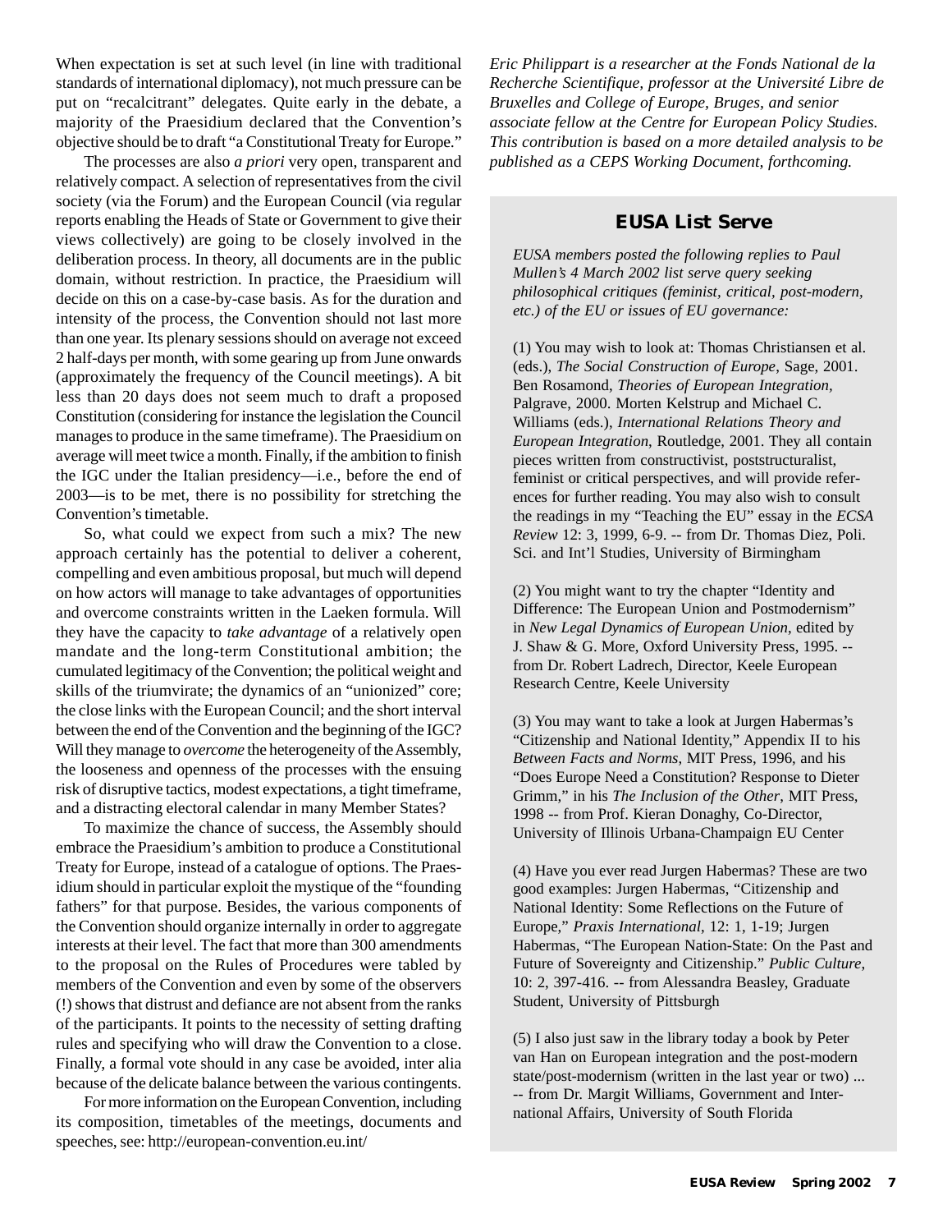When expectation is set at such level (in line with traditional standards of international diplomacy), not much pressure can be put on "recalcitrant" delegates. Quite early in the debate, a majority of the Praesidium declared that the Convention's objective should be to draft "a Constitutional Treaty for Europe."

The processes are also *a priori* very open, transparent and relatively compact. A selection of representatives from the civil society (via the Forum) and the European Council (via regular reports enabling the Heads of State or Government to give their views collectively) are going to be closely involved in the deliberation process. In theory, all documents are in the public domain, without restriction. In practice, the Praesidium will decide on this on a case-by-case basis. As for the duration and intensity of the process, the Convention should not last more than one year. Its plenary sessions should on average not exceed 2 half-days per month, with some gearing up from June onwards (approximately the frequency of the Council meetings). A bit less than 20 days does not seem much to draft a proposed Constitution (considering for instance the legislation the Council manages to produce in the same timeframe). The Praesidium on average will meet twice a month. Finally, if the ambition to finish the IGC under the Italian presidency—i.e., before the end of 2003—is to be met, there is no possibility for stretching the Convention's timetable.

So, what could we expect from such a mix? The new approach certainly has the potential to deliver a coherent, compelling and even ambitious proposal, but much will depend on how actors will manage to take advantages of opportunities and overcome constraints written in the Laeken formula. Will they have the capacity to *take advantage* of a relatively open mandate and the long-term Constitutional ambition; the cumulated legitimacy of the Convention; the political weight and skills of the triumvirate; the dynamics of an "unionized" core; the close links with the European Council; and the short interval between the end of the Convention and the beginning of the IGC? Will they manage to *overcome* the heterogeneity of the Assembly, the looseness and openness of the processes with the ensuing risk of disruptive tactics, modest expectations, a tight timeframe, and a distracting electoral calendar in many Member States?

To maximize the chance of success, the Assembly should embrace the Praesidium's ambition to produce a Constitutional Treaty for Europe, instead of a catalogue of options. The Praesidium should in particular exploit the mystique of the "founding fathers" for that purpose. Besides, the various components of the Convention should organize internally in order to aggregate interests at their level. The fact that more than 300 amendments to the proposal on the Rules of Procedures were tabled by members of the Convention and even by some of the observers (!) shows that distrust and defiance are not absent from the ranks of the participants. It points to the necessity of setting drafting rules and specifying who will draw the Convention to a close. Finally, a formal vote should in any case be avoided, inter alia because of the delicate balance between the various contingents.

For more information on the European Convention, including its composition, timetables of the meetings, documents and speeches, see: http://european-convention.eu.int/

*Eric Philippart is a researcher at the Fonds National de la Recherche Scientifique, professor at the Université Libre de Bruxelles and College of Europe, Bruges, and senior associate fellow at the Centre for European Policy Studies. This contribution is based on a more detailed analysis to be published as a CEPS Working Document, forthcoming.*

## EUSA List Serve

*EUSA members posted the following replies to Paul Mullen's 4 March 2002 list serve query seeking philosophical critiques (feminist, critical, post-modern, etc.) of the EU or issues of EU governance:*

(1) You may wish to look at: Thomas Christiansen et al. (eds.), *The Social Construction of Europe*, Sage, 2001. Ben Rosamond, *Theories of European Integration*, Palgrave, 2000. Morten Kelstrup and Michael C. Williams (eds.), *International Relations Theory and European Integration*, Routledge, 2001. They all contain pieces written from constructivist, poststructuralist, feminist or critical perspectives, and will provide references for further reading. You may also wish to consult the readings in my "Teaching the EU" essay in the *ECSA Review* 12: 3, 1999, 6-9. -- from Dr. Thomas Diez, Poli. Sci. and Int'l Studies, University of Birmingham

(2) You might want to try the chapter "Identity and Difference: The European Union and Postmodernism" in *New Legal Dynamics of European Union*, edited by J. Shaw & G. More, Oxford University Press, 1995. -- from Dr. Robert Ladrech, Director, Keele European Research Centre, Keele University

(3) You may want to take a look at Jurgen Habermas's "Citizenship and National Identity," Appendix II to his *Between Facts and Norms*, MIT Press, 1996, and his "Does Europe Need a Constitution? Response to Dieter Grimm," in his *The Inclusion of the Other*, MIT Press, 1998 -- from Prof. Kieran Donaghy, Co-Director, University of Illinois Urbana-Champaign EU Center

(4) Have you ever read Jurgen Habermas? These are two good examples: Jurgen Habermas, "Citizenship and National Identity: Some Reflections on the Future of Europe," *Praxis International*, 12: 1, 1-19; Jurgen Habermas, "The European Nation-State: On the Past and Future of Sovereignty and Citizenship." *Public Culture*, 10: 2, 397-416. -- from Alessandra Beasley, Graduate Student, University of Pittsburgh

(5) I also just saw in the library today a book by Peter van Han on European integration and the post-modern state/post-modernism (written in the last year or two) ... -- from Dr. Margit Williams, Government and International Affairs, University of South Florida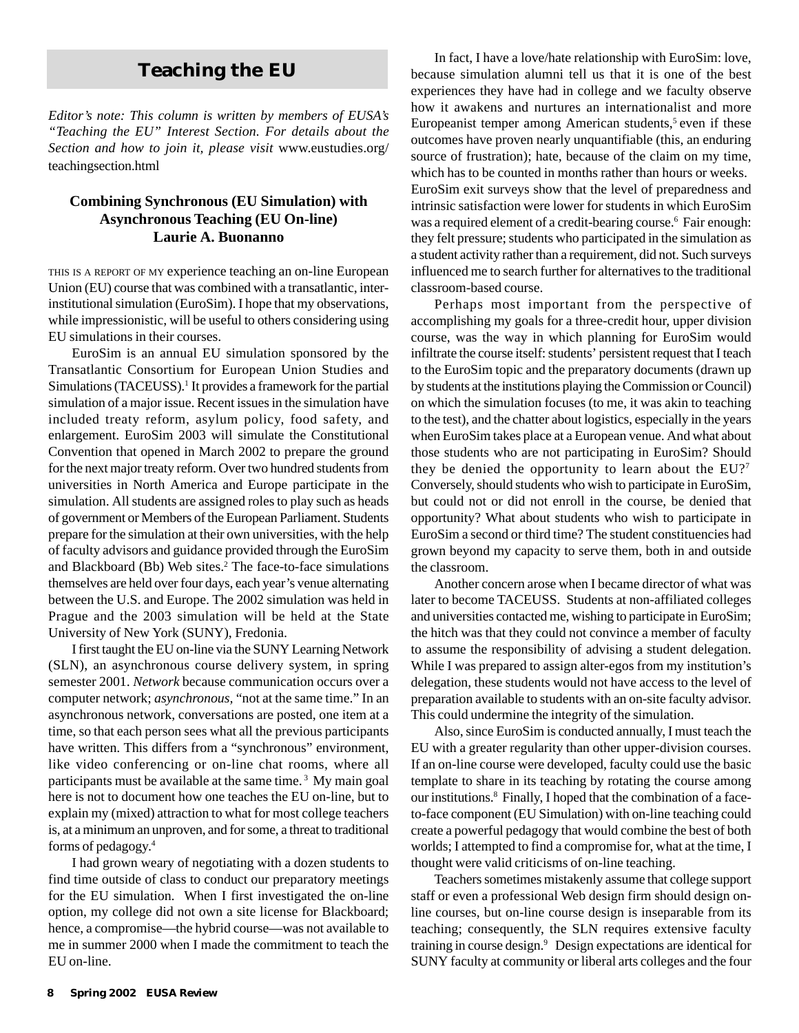## Teaching the EU

*Editor's note: This column is written by members of EUSA's "Teaching the EU" Interest Section. For details about the Section and how to join it, please visit* www.eustudies.org/teachingsection.html

### Combining Synchronous (EU Simulation) with Asynchronous Teaching (EU On-line)
**Laurie A. Buonanno**

THIS IS A REPORT OF MY experience teaching an on-line European Union (EU) course that was combined with a transatlantic, inter-institutional simulation (EuroSim). I hope that my observations, while impressionistic, will be useful to others considering using EU simulations in their courses.

EuroSim is an annual EU simulation sponsored by the Transatlantic Consortium for European Union Studies and Simulations (TACEUSS).[1] It provides a framework for the partial simulation of a major issue. Recent issues in the simulation have included treaty reform, asylum policy, food safety, and enlargement. EuroSim 2003 will simulate the Constitutional Convention that opened in March 2002 to prepare the ground for the next major treaty reform. Over two hundred students from universities in North America and Europe participate in the simulation. All students are assigned roles to play such as heads of government or Members of the European Parliament. Students prepare for the simulation at their own universities, with the help of faculty advisors and guidance provided through the EuroSim and Blackboard (Bb) Web sites.[2] The face-to-face simulations themselves are held over four days, each year's venue alternating between the U.S. and Europe. The 2002 simulation was held in Prague and the 2003 simulation will be held at the State University of New York (SUNY), Fredonia.

I first taught the EU on-line via the SUNY Learning Network (SLN), an asynchronous course delivery system, in spring semester 2001. *Network* because communication occurs over a computer network; *asynchronous*, "not at the same time." In an asynchronous network, conversations are posted, one item at a time, so that each person sees what all the previous participants have written. This differs from a "synchronous" environment, like video conferencing or on-line chat rooms, where all participants must be available at the same time.[3] My main goal here is not to document how one teaches the EU on-line, but to explain my (mixed) attraction to what for most college teachers is, at a minimum an unproven, and for some, a threat to traditional forms of pedagogy.[4]

I had grown weary of negotiating with a dozen students to find time outside of class to conduct our preparatory meetings for the EU simulation. When I first investigated the on-line option, my college did not own a site license for Blackboard; hence, a compromise—the hybrid course—was not available to me in summer 2000 when I made the commitment to teach the EU on-line.

In fact, I have a love/hate relationship with EuroSim: love, because simulation alumni tell us that it is one of the best experiences they have had in college and we faculty observe how it awakens and nurtures an internationalist and more Europeanist temper among American students,[5] even if these outcomes have proven nearly unquantifiable (this, an enduring source of frustration); hate, because of the claim on my time, which has to be counted in months rather than hours or weeks. EuroSim exit surveys show that the level of preparedness and intrinsic satisfaction were lower for students in which EuroSim was a required element of a credit-bearing course.[6] Fair enough: they felt pressure; students who participated in the simulation as a student activity rather than a requirement, did not. Such surveys influenced me to search further for alternatives to the traditional classroom-based course.

Perhaps most important from the perspective of accomplishing my goals for a three-credit hour, upper division course, was the way in which planning for EuroSim would infiltrate the course itself: students' persistent request that I teach to the EuroSim topic and the preparatory documents (drawn up by students at the institutions playing the Commission or Council) on which the simulation focuses (to me, it was akin to teaching to the test), and the chatter about logistics, especially in the years when EuroSim takes place at a European venue. And what about those students who are not participating in EuroSim? Should they be denied the opportunity to learn about the EU?[7] Conversely, should students who wish to participate in EuroSim, but could not or did not enroll in the course, be denied that opportunity? What about students who wish to participate in EuroSim a second or third time? The student constituencies had grown beyond my capacity to serve them, both in and outside the classroom.

Another concern arose when I became director of what was later to become TACEUSS. Students at non-affiliated colleges and universities contacted me, wishing to participate in EuroSim; the hitch was that they could not convince a member of faculty to assume the responsibility of advising a student delegation. While I was prepared to assign alter-egos from my institution's delegation, these students would not have access to the level of preparation available to students with an on-site faculty advisor. This could undermine the integrity of the simulation.

Also, since EuroSim is conducted annually, I must teach the EU with a greater regularity than other upper-division courses. If an on-line course were developed, faculty could use the basic template to share in its teaching by rotating the course among our institutions.[8] Finally, I hoped that the combination of a face-to-face component (EU Simulation) with on-line teaching could create a powerful pedagogy that would combine the best of both worlds; I attempted to find a compromise for, what at the time, I thought were valid criticisms of on-line teaching.

Teachers sometimes mistakenly assume that college support staff or even a professional Web design firm should design on-line courses, but on-line course design is inseparable from its teaching; consequently, the SLN requires extensive faculty training in course design.[9] Design expectations are identical for SUNY faculty at community or liberal arts colleges and the four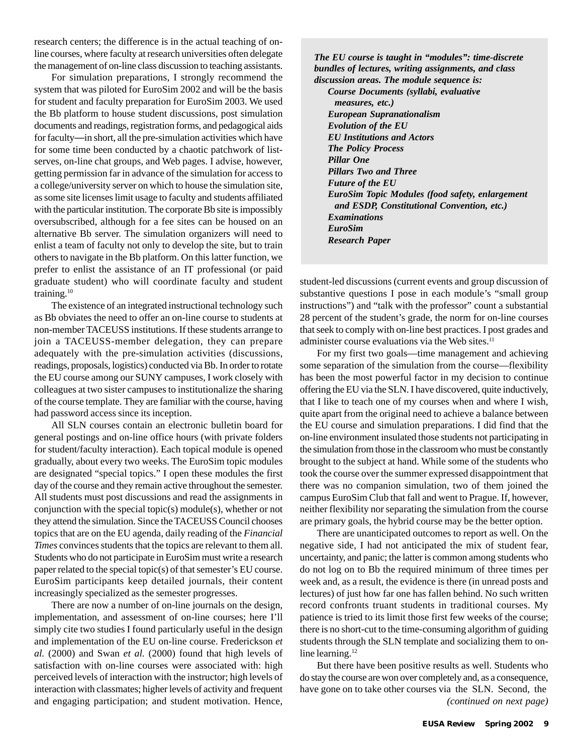research centers; the difference is in the actual teaching of on-line courses, where faculty at research universities often delegate the management of on-line class discussion to teaching assistants.

For simulation preparations, I strongly recommend the system that was piloted for EuroSim 2002 and will be the basis for student and faculty preparation for EuroSim 2003. We used the Bb platform to house student discussions, post simulation documents and readings, registration forms, and pedagogical aids for faculty—in short, all the pre-simulation activities which have for some time been conducted by a chaotic patchwork of list-serves, on-line chat groups, and Web pages. I advise, however, getting permission far in advance of the simulation for access to a college/university server on which to house the simulation site, as some site licenses limit usage to faculty and students affiliated with the particular institution. The corporate Bb site is impossibly oversubscribed, although for a fee sites can be housed on an alternative Bb server. The simulation organizers will need to enlist a team of faculty not only to develop the site, but to train others to navigate in the Bb platform. On this latter function, we prefer to enlist the assistance of an IT professional (or paid graduate student) who will coordinate faculty and student training.[10]

The existence of an integrated instructional technology such as Bb obviates the need to offer an on-line course to students at non-member TACEUSS institutions. If these students arrange to join a TACEUSS-member delegation, they can prepare adequately with the pre-simulation activities (discussions, readings, proposals, logistics) conducted via Bb. In order to rotate the EU course among our SUNY campuses, I work closely with colleagues at two sister campuses to institutionalize the sharing of the course template. They are familiar with the course, having had password access since its inception.

All SLN courses contain an electronic bulletin board for general postings and on-line office hours (with private folders for student/faculty interaction). Each topical module is opened gradually, about every two weeks. The EuroSim topic modules are designated "special topics." I open these modules the first day of the course and they remain active throughout the semester. All students must post discussions and read the assignments in conjunction with the special topic(s) module(s), whether or not they attend the simulation. Since the TACEUSS Council chooses topics that are on the EU agenda, daily reading of the *Financial Times* convinces students that the topics are relevant to them all. Students who do not participate in EuroSim must write a research paper related to the special topic(s) of that semester's EU course. EuroSim participants keep detailed journals, their content increasingly specialized as the semester progresses.

There are now a number of on-line journals on the design, implementation, and assessment of on-line courses; here I'll simply cite two studies I found particularly useful in the design and implementation of the EU on-line course. Frederickson *et al.* (2000) and Swan *et al.* (2000) found that high levels of satisfaction with on-line courses were associated with: high perceived levels of interaction with the instructor; high levels of interaction with classmates; higher levels of activity and frequent and engaging participation; and student motivation. Hence,

***The EU course is taught in "modules": time-discrete bundles of lectures, writing assignments, and class discussion areas. The module sequence is:***

- ***Course Documents (syllabi, evaluative measures, etc.)***
- ***European Supranationalism***
- ***Evolution of the EU***
- ***EU Institutions and Actors***
- ***The Policy Process***
- ***Pillar One***
- ***Pillars Two and Three***
- ***Future of the EU***
- ***EuroSim Topic Modules (food safety, enlargement and ESDP, Constitutional Convention, etc.)***
- ***Examinations***
- ***EuroSim***
- ***Research Paper***

student-led discussions (current events and group discussion of substantive questions I pose in each module's "small group instructions") and "talk with the professor" count a substantial 28 percent of the student's grade, the norm for on-line courses that seek to comply with on-line best practices. I post grades and administer course evaluations via the Web sites.[11]

For my first two goals—time management and achieving some separation of the simulation from the course—flexibility has been the most powerful factor in my decision to continue offering the EU via the SLN. I have discovered, quite inductively, that I like to teach one of my courses when and where I wish, quite apart from the original need to achieve a balance between the EU course and simulation preparations. I did find that the on-line environment insulated those students not participating in the simulation from those in the classroom who must be constantly brought to the subject at hand. While some of the students who took the course over the summer expressed disappointment that there was no companion simulation, two of them joined the campus EuroSim Club that fall and went to Prague. If, however, neither flexibility nor separating the simulation from the course are primary goals, the hybrid course may be the better option.

There are unanticipated outcomes to report as well. On the negative side, I had not anticipated the mix of student fear, uncertainty, and panic; the latter is common among students who do not log on to Bb the required minimum of three times per week and, as a result, the evidence is there (in unread posts and lectures) of just how far one has fallen behind. No such written record confronts truant students in traditional courses. My patience is tried to its limit those first few weeks of the course; there is no short-cut to the time-consuming algorithm of guiding students through the SLN template and socializing them to on-line learning.[12]

But there have been positive results as well. Students who do stay the course are won over completely and, as a consequence, have gone on to take other courses via the SLN. Second, the

*(continued on next page)*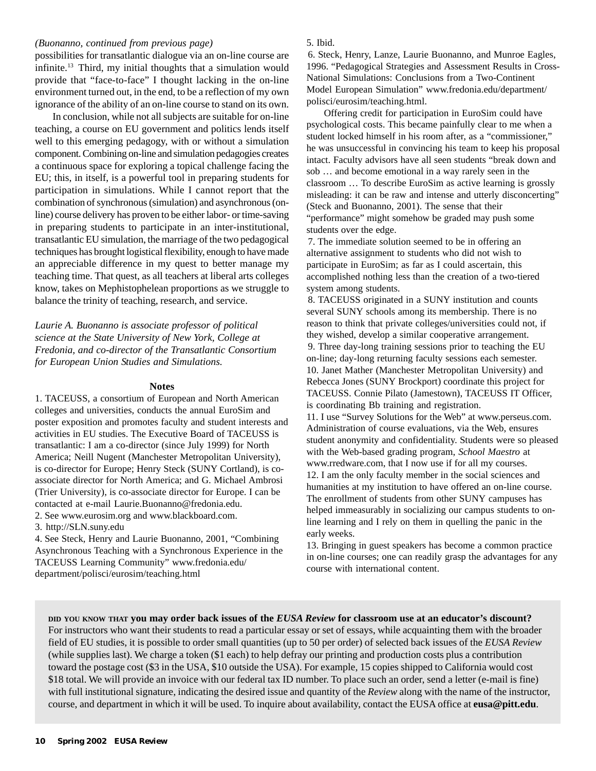*(Buonanno, continued from previous page)*

possibilities for transatlantic dialogue via an on-line course are infinite.[13] Third, my initial thoughts that a simulation would provide that "face-to-face" I thought lacking in the on-line environment turned out, in the end, to be a reflection of my own ignorance of the ability of an on-line course to stand on its own.

In conclusion, while not all subjects are suitable for on-line teaching, a course on EU government and politics lends itself well to this emerging pedagogy, with or without a simulation component. Combining on-line and simulation pedagogies creates a continuous space for exploring a topical challenge facing the EU; this, in itself, is a powerful tool in preparing students for participation in simulations. While I cannot report that the combination of synchronous (simulation) and asynchronous (on-line) course delivery has proven to be either labor- or time-saving in preparing students to participate in an inter-institutional, transatlantic EU simulation, the marriage of the two pedagogical techniques has brought logistical flexibility, enough to have made an appreciable difference in my quest to better manage my teaching time. That quest, as all teachers at liberal arts colleges know, takes on Mephistophelean proportions as we struggle to balance the trinity of teaching, research, and service.

*Laurie A. Buonanno is associate professor of political science at the State University of New York, College at Fredonia, and co-director of the Transatlantic Consortium for European Union Studies and Simulations.*

## Notes

1. TACEUSS, a consortium of European and North American colleges and universities, conducts the annual EuroSim and poster exposition and promotes faculty and student interests and activities in EU studies. The Executive Board of TACEUSS is transatlantic: I am a co-director (since July 1999) for North America; Neill Nugent (Manchester Metropolitan University), is co-director for Europe; Henry Steck (SUNY Cortland), is co-associate director for North America; and G. Michael Ambrosi (Trier University), is co-associate director for Europe. I can be contacted at e-mail Laurie.Buonanno@fredonia.edu.
2. See www.eurosim.org and www.blackboard.com.
3. http://SLN.suny.edu
4. See Steck, Henry and Laurie Buonanno, 2001, "Combining Asynchronous Teaching with a Synchronous Experience in the TACEUSS Learning Community" www.fredonia.edu/department/polisci/eurosim/teaching.html
5. Ibid.
6. Steck, Henry, Lanze, Laurie Buonanno, and Munroe Eagles, 1996. "Pedagogical Strategies and Assessment Results in Cross-National Simulations: Conclusions from a Two-Continent Model European Simulation" www.fredonia.edu/department/polisci/eurosim/teaching.html.

   Offering credit for participation in EuroSim could have psychological costs. This became painfully clear to me when a student locked himself in his room after, as a "commissioner," he was unsuccessful in convincing his team to keep his proposal intact. Faculty advisors have all seen students "break down and sob … and become emotional in a way rarely seen in the classroom … To describe EuroSim as active learning is grossly misleading: it can be raw and intense and utterly disconcerting" (Steck and Buonanno, 2001). The sense that their "performance" might somehow be graded may push some students over the edge.
7. The immediate solution seemed to be in offering an alternative assignment to students who did not wish to participate in EuroSim; as far as I could ascertain, this accomplished nothing less than the creation of a two-tiered system among students.
8. TACEUSS originated in a SUNY institution and counts several SUNY schools among its membership. There is no reason to think that private colleges/universities could not, if they wished, develop a similar cooperative arrangement.
9. Three day-long training sessions prior to teaching the EU on-line; day-long returning faculty sessions each semester.
10. Janet Mather (Manchester Metropolitan University) and Rebecca Jones (SUNY Brockport) coordinate this project for TACEUSS. Connie Pilato (Jamestown), TACEUSS IT Officer, is coordinating Bb training and registration.
11. I use "Survey Solutions for the Web" at www.perseus.com. Administration of course evaluations, via the Web, ensures student anonymity and confidentiality. Students were so pleased with the Web-based grading program, *School Maestro* at www.rredware.com, that I now use if for all my courses.
12. I am the only faculty member in the social sciences and humanities at my institution to have offered an on-line course. The enrollment of students from other SUNY campuses has helped immeasurably in socializing our campus students to on-line learning and I rely on them in quelling the panic in the early weeks.
13. Bringing in guest speakers has become a common practice in on-line courses; one can readily grasp the advantages for any course with international content.

**DID YOU KNOW THAT you may order back issues of the *EUSA Review* for classroom use at an educator's discount?** For instructors who want their students to read a particular essay or set of essays, while acquainting them with the broader field of EU studies, it is possible to order small quantities (up to 50 per order) of selected back issues of the *EUSA Review* (while supplies last). We charge a token ($1 each) to help defray our printing and production costs plus a contribution toward the postage cost ($3 in the USA, $10 outside the USA). For example, 15 copies shipped to California would cost $18 total. We will provide an invoice with our federal tax ID number. To place such an order, send a letter (e-mail is fine) with full institutional signature, indicating the desired issue and quantity of the *Review* along with the name of the instructor, course, and department in which it will be used. To inquire about availability, contact the EUSA office at **eusa@pitt.edu**.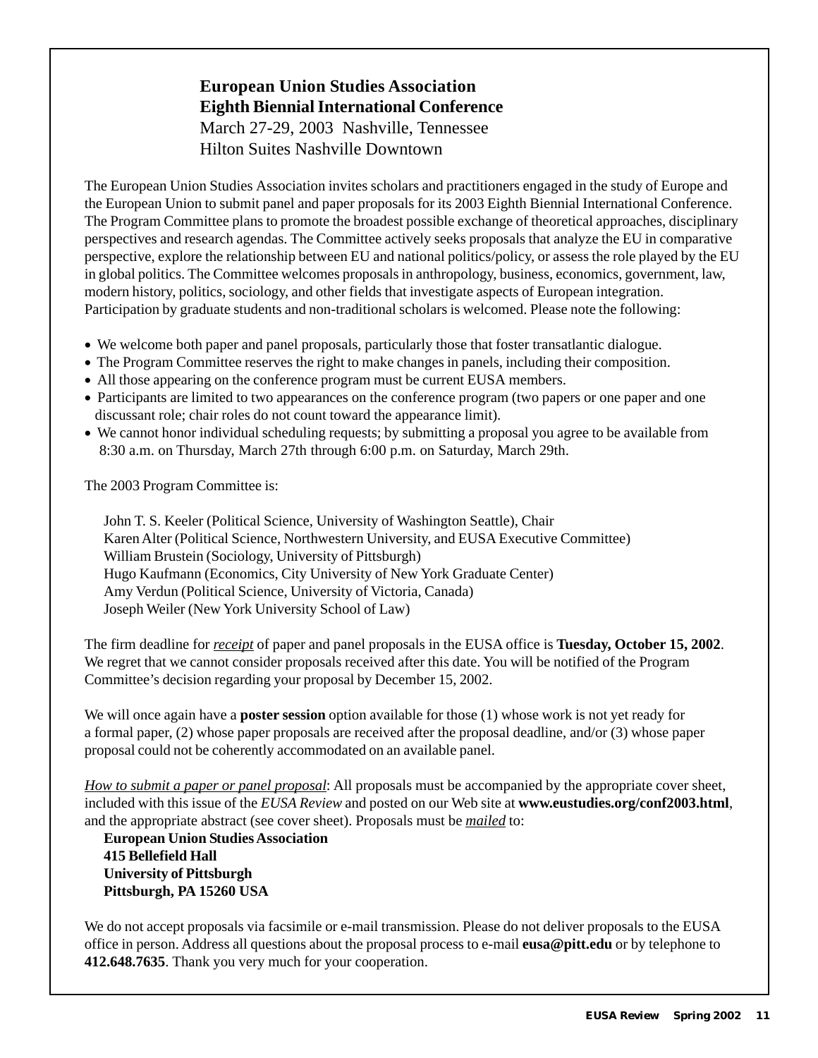**European Union Studies Association**
**Eighth Biennial International Conference**
March 27-29, 2003 Nashville, Tennessee
Hilton Suites Nashville Downtown

The European Union Studies Association invites scholars and practitioners engaged in the study of Europe and the European Union to submit panel and paper proposals for its 2003 Eighth Biennial International Conference. The Program Committee plans to promote the broadest possible exchange of theoretical approaches, disciplinary perspectives and research agendas. The Committee actively seeks proposals that analyze the EU in comparative perspective, explore the relationship between EU and national politics/policy, or assess the role played by the EU in global politics. The Committee welcomes proposals in anthropology, business, economics, government, law, modern history, politics, sociology, and other fields that investigate aspects of European integration. Participation by graduate students and non-traditional scholars is welcomed. Please note the following:

- We welcome both paper and panel proposals, particularly those that foster transatlantic dialogue.
- The Program Committee reserves the right to make changes in panels, including their composition.
- All those appearing on the conference program must be current EUSA members.
- Participants are limited to two appearances on the conference program (two papers or one paper and one discussant role; chair roles do not count toward the appearance limit).
- We cannot honor individual scheduling requests; by submitting a proposal you agree to be available from 8:30 a.m. on Thursday, March 27th through 6:00 p.m. on Saturday, March 29th.

The 2003 Program Committee is:

John T. S. Keeler (Political Science, University of Washington Seattle), Chair
Karen Alter (Political Science, Northwestern University, and EUSA Executive Committee)
William Brustein (Sociology, University of Pittsburgh)
Hugo Kaufmann (Economics, City University of New York Graduate Center)
Amy Verdun (Political Science, University of Victoria, Canada)
Joseph Weiler (New York University School of Law)

The firm deadline for *receipt* of paper and panel proposals in the EUSA office is **Tuesday, October 15, 2002**. We regret that we cannot consider proposals received after this date. You will be notified of the Program Committee's decision regarding your proposal by December 15, 2002.

We will once again have a **poster session** option available for those (1) whose work is not yet ready for a formal paper, (2) whose paper proposals are received after the proposal deadline, and/or (3) whose paper proposal could not be coherently accommodated on an available panel.

*How to submit a paper or panel proposal*: All proposals must be accompanied by the appropriate cover sheet, included with this issue of the *EUSA Review* and posted on our Web site at **www.eustudies.org/conf2003.html**, and the appropriate abstract (see cover sheet). Proposals must be *mailed* to:

**European Union Studies Association**
**415 Bellefield Hall**
**University of Pittsburgh**
**Pittsburgh, PA 15260 USA**

We do not accept proposals via facsimile or e-mail transmission. Please do not deliver proposals to the EUSA office in person. Address all questions about the proposal process to e-mail **eusa@pitt.edu** or by telephone to **412.648.7635**. Thank you very much for your cooperation.